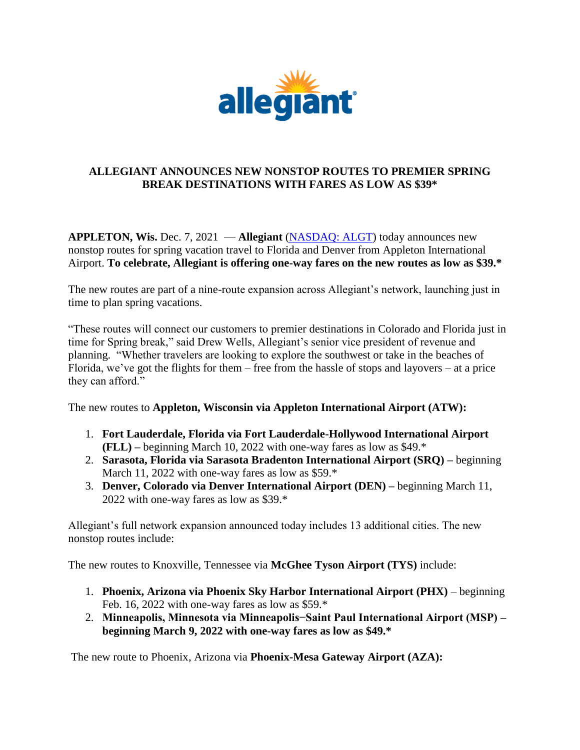**ALLEGIANT ANNOUNCES NEW NONSTOP ROUTES TO PREMIER SPRING BREAK DESTINATIONS WITH FARES AS LOW AS $39***

**APPLETON, Wis.** Dec. 7, 2021 — **Allegiant** ([NASDAQ: ALGT]) today announces new nonstop routes for spring vacation travel to Florida and Denver from Appleton International Airport. **To celebrate, Allegiant is offering one-way fares on the new routes as low as $39.***

The new routes are part of a nine-route expansion across Allegiant's network, launching just in time to plan spring vacations.

"These routes will connect our customers to premier destinations in Colorado and Florida just in time for Spring break," said Drew Wells, Allegiant's senior vice president of revenue and planning. "Whether travelers are looking to explore the southwest or take in the beaches of Florida, we've got the flights for them – free from the hassle of stops and layovers – at a price they can afford."

The new routes to **Appleton, Wisconsin via Appleton International Airport (ATW):**

1. **Fort Lauderdale, Florida via Fort Lauderdale-Hollywood International Airport (FLL) –** beginning March 10, 2022 with one-way fares as low as $49.*
2. **Sarasota, Florida via Sarasota Bradenton International Airport (SRQ) –** beginning March 11, 2022 with one-way fares as low as $59.*
3. **Denver, Colorado via Denver International Airport (DEN) –** beginning March 11, 2022 with one-way fares as low as $39.*

Allegiant's full network expansion announced today includes 13 additional cities. The new nonstop routes include:

The new routes to Knoxville, Tennessee via **McGhee Tyson Airport (TYS)** include:

1. **Phoenix, Arizona via Phoenix Sky Harbor International Airport (PHX)** – beginning Feb. 16, 2022 with one-way fares as low as $59.*
2. **Minneapolis, Minnesota via Minneapolis–Saint Paul International Airport (MSP) – beginning March 9, 2022 with one-way fares as low as $49.***

The new route to Phoenix, Arizona via **Phoenix-Mesa Gateway Airport (AZA):**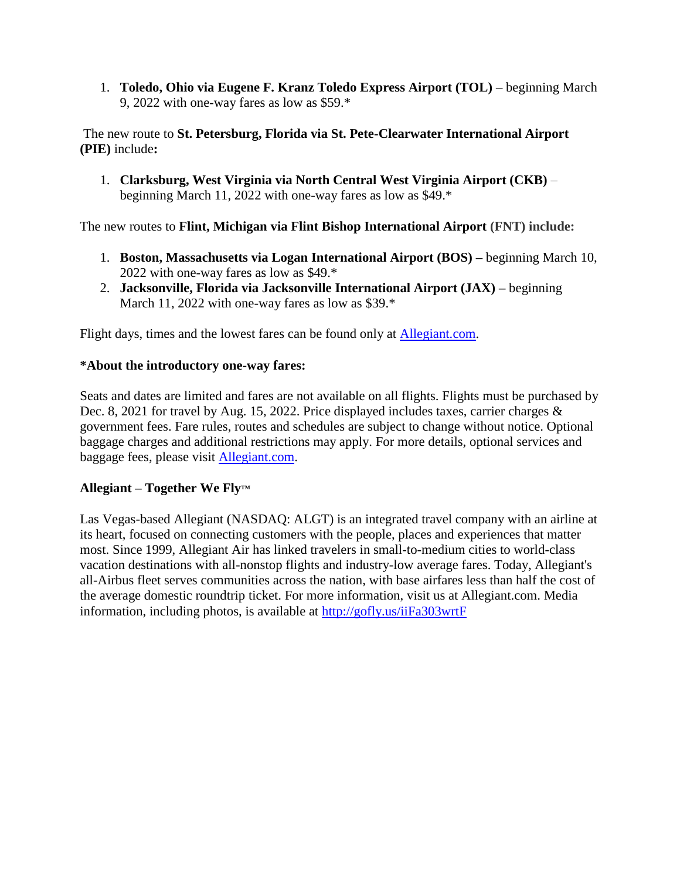1. **Toledo, Ohio via Eugene F. Kranz Toledo Express Airport (TOL)** – beginning March 9, 2022 with one-way fares as low as $59.*

The new route to **St. Petersburg, Florida via St. Pete-Clearwater International Airport (PIE)** include**:**

1. **Clarksburg, West Virginia via North Central West Virginia Airport (CKB)** – beginning March 11, 2022 with one-way fares as low as $49.*

The new routes to **Flint, Michigan via Flint Bishop International Airport (FNT) include:**

1. **Boston, Massachusetts via Logan International Airport (BOS) –** beginning March 10, 2022 with one-way fares as low as $49.*
2. **Jacksonville, Florida via Jacksonville International Airport (JAX) –** beginning March 11, 2022 with one-way fares as low as $39.*

Flight days, times and the lowest fares can be found only at [Allegiant.com](Allegiant.com).

**\*About the introductory one-way fares:**

Seats and dates are limited and fares are not available on all flights. Flights must be purchased by Dec. 8, 2021 for travel by Aug. 15, 2022. Price displayed includes taxes, carrier charges & government fees. Fare rules, routes and schedules are subject to change without notice. Optional baggage charges and additional restrictions may apply. For more details, optional services and baggage fees, please visit [Allegiant.com](Allegiant.com).

**Allegiant – Together We Fly™**

Las Vegas-based Allegiant (NASDAQ: ALGT) is an integrated travel company with an airline at its heart, focused on connecting customers with the people, places and experiences that matter most. Since 1999, Allegiant Air has linked travelers in small-to-medium cities to world-class vacation destinations with all-nonstop flights and industry-low average fares. Today, Allegiant's all-Airbus fleet serves communities across the nation, with base airfares less than half the cost of the average domestic roundtrip ticket. For more information, visit us at Allegiant.com. Media information, including photos, is available at [http://gofly.us/iiFa303wrtF](http://gofly.us/iiFa303wrtF)